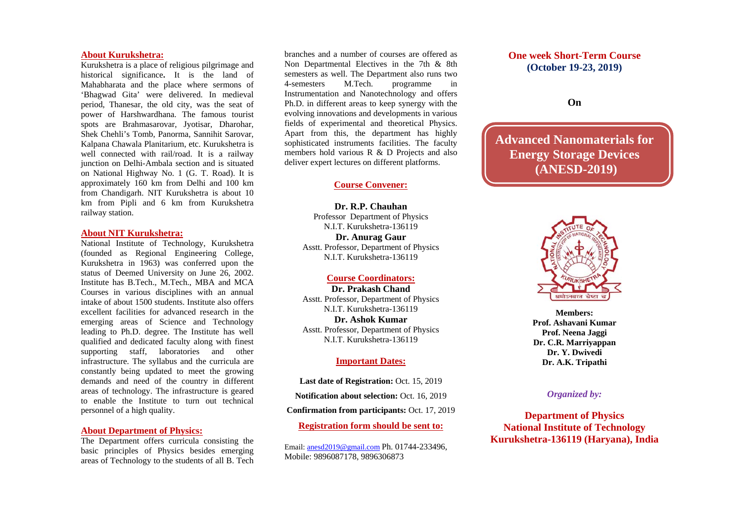## About Kurukshetra:

Kurukshetra is a place of religious pilgrimage and historical significance**.** It is the land of Mahabharata and the place where sermons of 'Bhagwad Gita' were delivered. In medieval period, Thanesar, the old city, was the seat of power of Harshwardhana. The famous tourist spots are Brahmasarovar, Jyotisar, Dharohar, Shek Chehli's Tomb, Panorma, Sannihit Sarovar, Kalpana Chawala Planitarium, etc. Kurukshetra is well connected with rail/road. It is a railway junction on Delhi-Ambala section and is situated on National Highway No. 1 (G. T. Road). It is approximately 160 km from Delhi and 100 km from Chandigarh. NIT Kurukshetra is about 10 km from Pipli and 6 km from Kurukshetra railway station.

## About NIT Kurukshetra:

National Institute of Technology, Kurukshetra (founded as Regional Engineering College, Kurukshetra in 1963) was conferred upon the status of Deemed University on June 26, 2002. Institute has B.Tech., M.Tech., MBA and MCA Courses in various disciplines with an annual intake of about 1500 students. Institute also offers excellent facilities for advanced research in the emerging areas of Science and Technology leading to Ph.D. degree. The Institute has well qualified and dedicated faculty along with finest supporting staff, laboratories and other infrastructure. The syllabus and the curricula are constantly being updated to meet the growing demands and need of the country in different areas of technology. The infrastructure is geared to enable the Institute to turn out technical personnel of a high quality.

## About Department of Physics:

The Department offers curricula consisting the basic principles of Physics besides emerging areas of Technology to the students of all B. Tech branches and a number of courses are offered as Non Departmental Electives in the 7th & 8th semesters as well. The Department also runs two 4-semesters M.Tech. programme in Instrumentation and Nanotechnology and offers Ph.D. in different areas to keep synergy with the evolving innovations and developments in various fields of experimental and theoretical Physics. Apart from this, the department has highly sophisticated instruments facilities. The faculty members hold various R & D Projects and also deliver expert lectures on different platforms.

## Course Convener:

**Dr. R.P. Chauhan**
Professor Department of Physics
N.I.T. Kurukshetra-136119

**Dr. Anurag Gaur**
Asstt. Professor, Department of Physics
N.I.T. Kurukshetra-136119

## Course Coordinators:

**Dr. Prakash Chand**
Asstt. Professor, Department of Physics
N.I.T. Kurukshetra-136119

**Dr. Ashok Kumar**
Asstt. Professor, Department of Physics
N.I.T. Kurukshetra-136119

## Important Dates:

**Last date of Registration:** Oct. 15, 2019

**Notification about selection:** Oct. 16, 2019

**Confirmation from participants:** Oct. 17, 2019

## Registration form should be sent to:

Email: anesd2019@gmail.com Ph. 01744-233496, Mobile: 9896087178, 9896306873

## One week Short-Term Course (October 19-23, 2019)

**On**

# Advanced Nanomaterials for Energy Storage Devices (ANESD-2019)

**Members:**
**Prof. Ashavani Kumar**
**Prof. Neena Jaggi**
**Dr. C.R. Marriyappan**
**Dr. Y. Dwivedi**
**Dr. A.K. Tripathi**

*Organized by:*

**Department of Physics**
**National Institute of Technology**
**Kurukshetra-136119 (Haryana), India**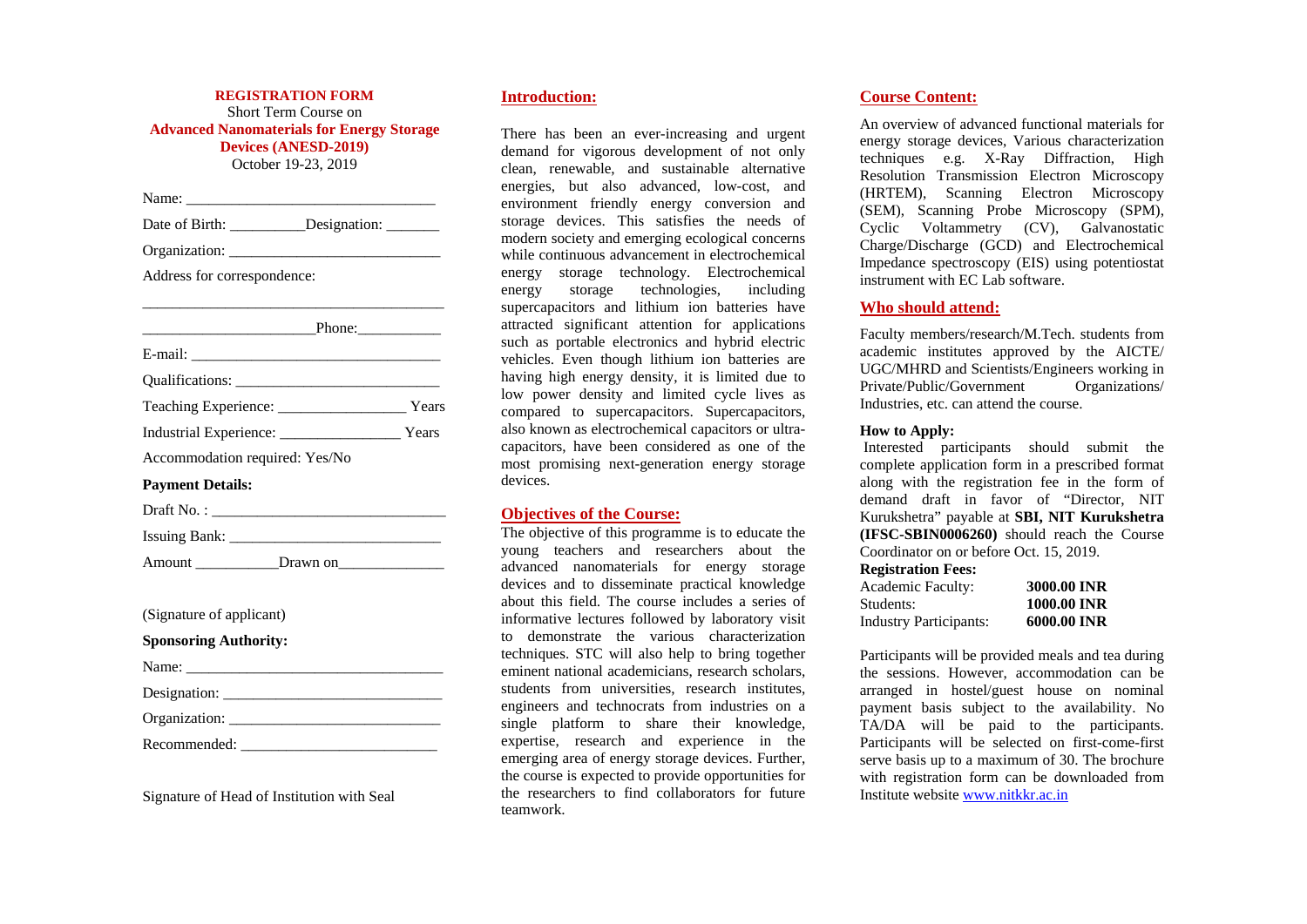**REGISTRATION FORM**

Short Term Course on

**Advanced Nanomaterials for Energy Storage Devices (ANESD-2019)**

October 19-23, 2019

Name: ________________________________

Date of Birth: _________Designation: _______

Organization: __________________________

Address for correspondence:

________________________________________

_____________________Phone:___________

E-mail: _________________________________

Qualifications: __________________________

Teaching Experience: ________________ Years

Industrial Experience: _______________ Years

Accommodation required: Yes/No

**Payment Details:**

Draft No. : ______________________________

Issuing Bank: ___________________________

Amount __________Drawn on_____________

(Signature of applicant)

**Sponsoring Authority:**

Name: _________________________________

Designation: ____________________________

Organization: ___________________________

Recommended: __________________________

Signature of Head of Institution with Seal

## Introduction:

There has been an ever-increasing and urgent demand for vigorous development of not only clean, renewable, and sustainable alternative energies, but also advanced, low-cost, and environment friendly energy conversion and storage devices. This satisfies the needs of modern society and emerging ecological concerns while continuous advancement in electrochemical energy storage technology. Electrochemical energy storage technologies, including supercapacitors and lithium ion batteries have attracted significant attention for applications such as portable electronics and hybrid electric vehicles. Even though lithium ion batteries are having high energy density, it is limited due to low power density and limited cycle lives as compared to supercapacitors. Supercapacitors, also known as electrochemical capacitors or ultra-capacitors, have been considered as one of the most promising next-generation energy storage devices.

## Objectives of the Course:

The objective of this programme is to educate the young teachers and researchers about the advanced nanomaterials for energy storage devices and to disseminate practical knowledge about this field. The course includes a series of informative lectures followed by laboratory visit to demonstrate the various characterization techniques. STC will also help to bring together eminent national academicians, research scholars, students from universities, research institutes, engineers and technocrats from industries on a single platform to share their knowledge, expertise, research and experience in the emerging area of energy storage devices. Further, the course is expected to provide opportunities for the researchers to find collaborators for future teamwork.

## Course Content:

An overview of advanced functional materials for energy storage devices, Various characterization techniques e.g. X-Ray Diffraction, High Resolution Transmission Electron Microscopy (HRTEM), Scanning Electron Microscopy (SEM), Scanning Probe Microscopy (SPM), Cyclic Voltammetry (CV), Galvanostatic Charge/Discharge (GCD) and Electrochemical Impedance spectroscopy (EIS) using potentiostat instrument with EC Lab software.

## Who should attend:

Faculty members/research/M.Tech. students from academic institutes approved by the AICTE/ UGC/MHRD and Scientists/Engineers working in Private/Public/Government Organizations/ Industries, etc. can attend the course.

**How to Apply:**

Interested participants should submit the complete application form in a prescribed format along with the registration fee in the form of demand draft in favor of "Director, NIT Kurukshetra" payable at **SBI, NIT Kurukshetra (IFSC-SBIN0006260)** should reach the Course Coordinator on or before Oct. 15, 2019.

**Registration Fees:**

| | |
|---|---|
| Academic Faculty: | **3000.00 INR** |
| Students: | **1000.00 INR** |
| Industry Participants: | **6000.00 INR** |

Participants will be provided meals and tea during the sessions. However, accommodation can be arranged in hostel/guest house on nominal payment basis subject to the availability. No TA/DA will be paid to the participants. Participants will be selected on first-come-first serve basis up to a maximum of 30. The brochure with registration form can be downloaded from Institute website www.nitkkr.ac.in